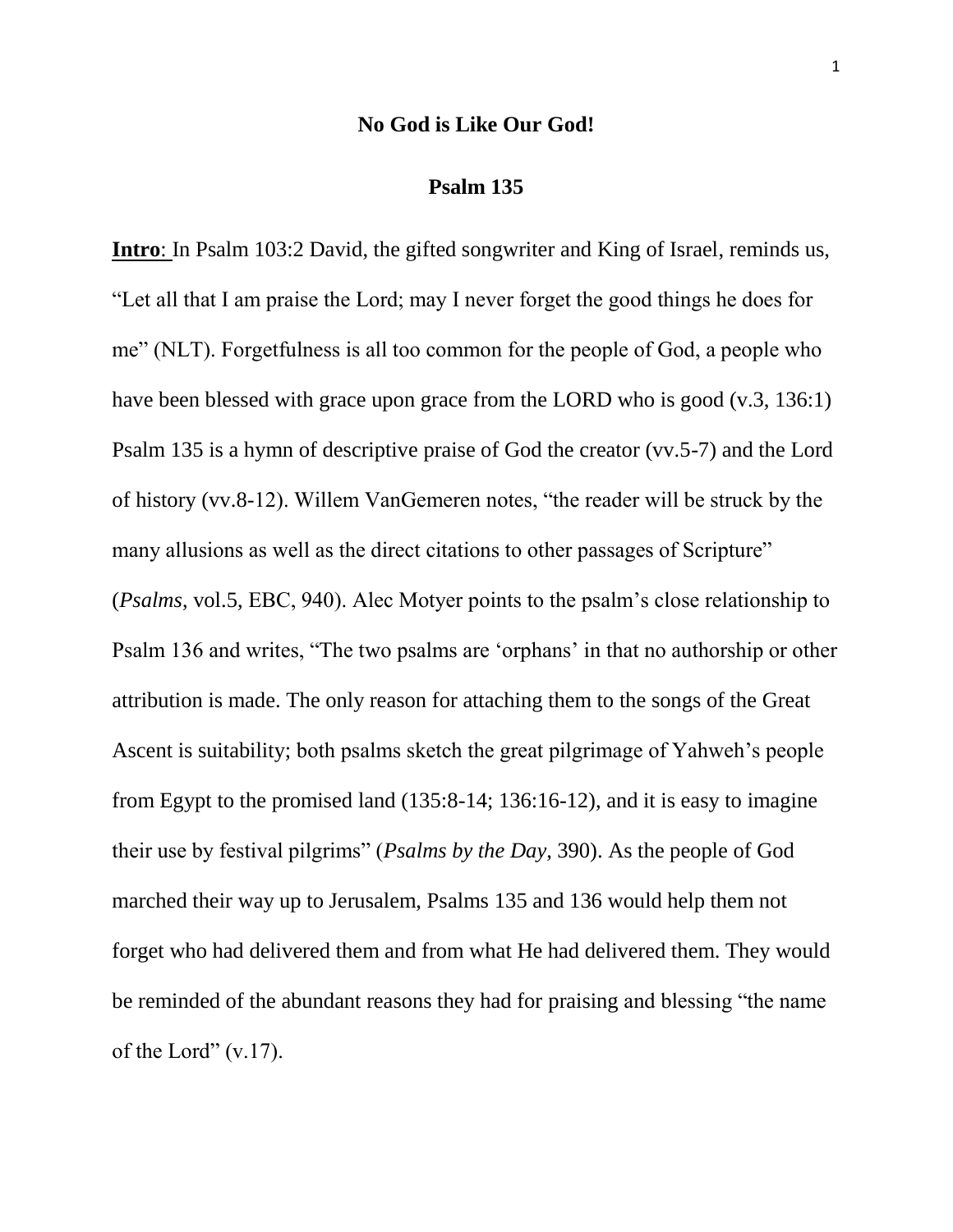**No God is Like Our God!**

**Psalm 135**

**Intro**: In Psalm 103:2 David, the gifted songwriter and King of Israel, reminds us, "Let all that I am praise the Lord; may I never forget the good things he does for me" (NLT). Forgetfulness is all too common for the people of God, a people who have been blessed with grace upon grace from the LORD who is good (v.3, 136:1) Psalm 135 is a hymn of descriptive praise of God the creator (vv.5-7) and the Lord of history (vv.8-12). Willem VanGemeren notes, "the reader will be struck by the many allusions as well as the direct citations to other passages of Scripture" (*Psalms*, vol.5, EBC, 940). Alec Motyer points to the psalm's close relationship to Psalm 136 and writes, "The two psalms are 'orphans' in that no authorship or other attribution is made. The only reason for attaching them to the songs of the Great Ascent is suitability; both psalms sketch the great pilgrimage of Yahweh's people from Egypt to the promised land (135:8-14; 136:16-12), and it is easy to imagine their use by festival pilgrims" (*Psalms by the Day*, 390). As the people of God marched their way up to Jerusalem, Psalms 135 and 136 would help them not forget who had delivered them and from what He had delivered them. They would be reminded of the abundant reasons they had for praising and blessing "the name of the Lord" (v.17).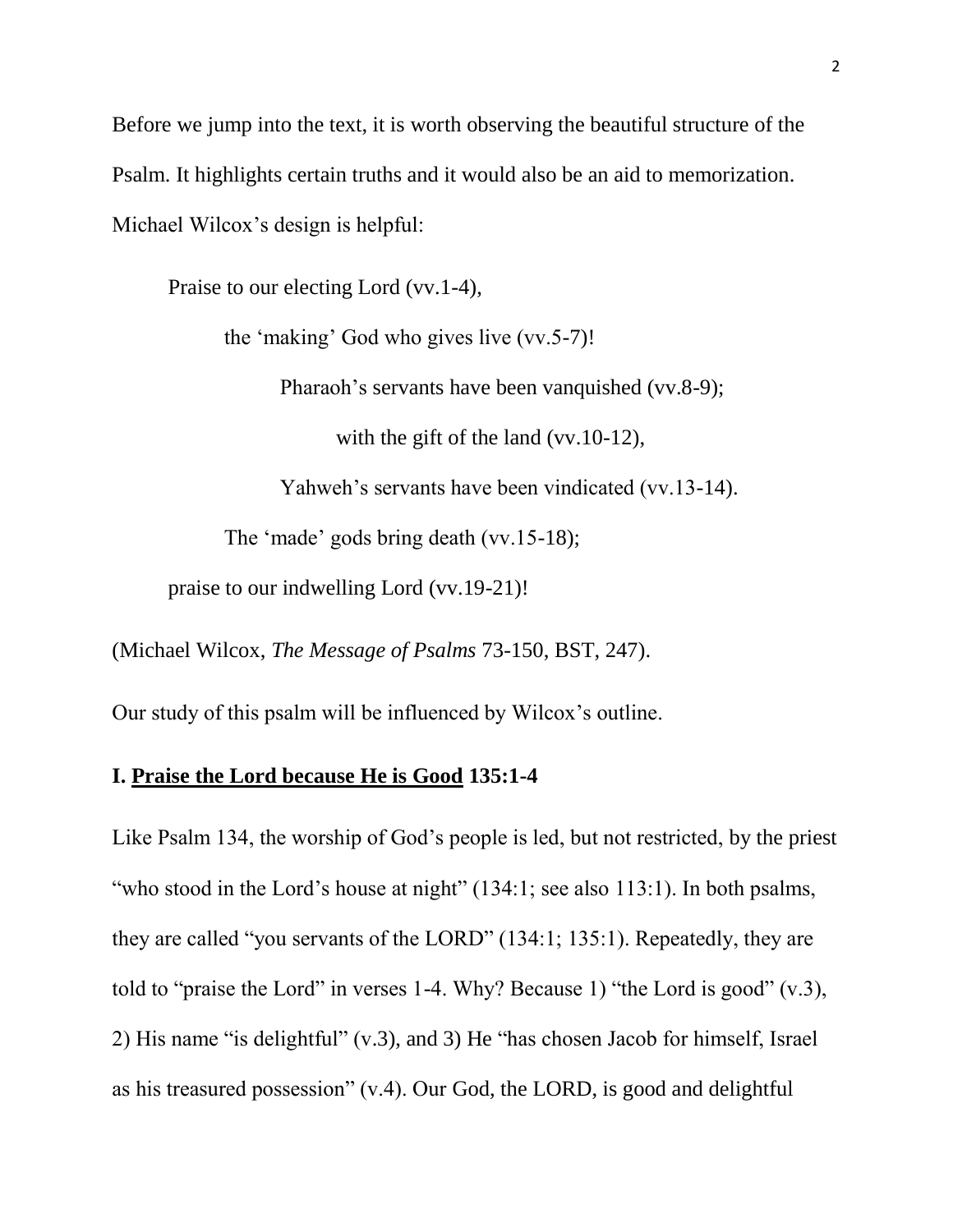Before we jump into the text, it is worth observing the beautiful structure of the Psalm. It highlights certain truths and it would also be an aid to memorization. Michael Wilcox's design is helpful:

> Praise to our electing Lord (vv.1-4),
>
> > the 'making' God who gives live (vv.5-7)!
> >
> > > Pharaoh's servants have been vanquished (vv.8-9);
> > >
> > > > with the gift of the land (vv.10-12),
> > >
> > > Yahweh's servants have been vindicated (vv.13-14).
> >
> > The 'made' gods bring death (vv.15-18);
>
> praise to our indwelling Lord (vv.19-21)!

(Michael Wilcox, *The Message of Psalms* 73-150, BST, 247).

Our study of this psalm will be influenced by Wilcox's outline.

## I. <u>Praise the Lord because He is Good</u> 135:1-4

Like Psalm 134, the worship of God's people is led, but not restricted, by the priest "who stood in the Lord's house at night" (134:1; see also 113:1). In both psalms, they are called "you servants of the LORD" (134:1; 135:1). Repeatedly, they are told to "praise the Lord" in verses 1-4. Why? Because 1) "the Lord is good" (v.3), 2) His name "is delightful" (v.3), and 3) He "has chosen Jacob for himself, Israel as his treasured possession" (v.4). Our God, the LORD, is good and delightful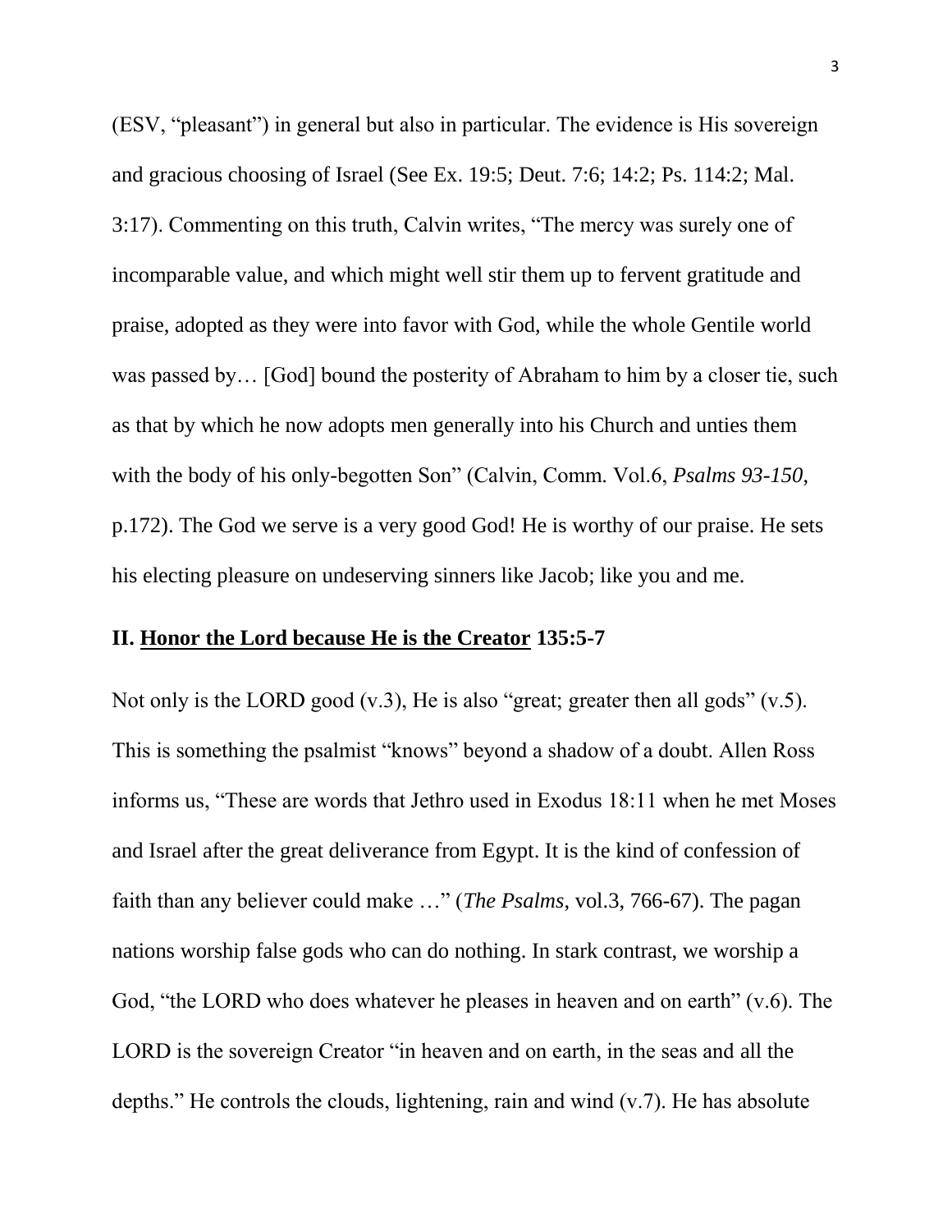(ESV, "pleasant") in general but also in particular. The evidence is His sovereign and gracious choosing of Israel (See Ex. 19:5; Deut. 7:6; 14:2; Ps. 114:2; Mal. 3:17). Commenting on this truth, Calvin writes, "The mercy was surely one of incomparable value, and which might well stir them up to fervent gratitude and praise, adopted as they were into favor with God, while the whole Gentile world was passed by… [God] bound the posterity of Abraham to him by a closer tie, such as that by which he now adopts men generally into his Church and unties them with the body of his only-begotten Son" (Calvin, Comm. Vol.6, *Psalms 93-150*, p.172). The God we serve is a very good God! He is worthy of our praise. He sets his electing pleasure on undeserving sinners like Jacob; like you and me.

**II. <u>Honor the Lord because He is the Creator</u> 135:5-7**

Not only is the LORD good (v.3), He is also "great; greater then all gods" (v.5). This is something the psalmist "knows" beyond a shadow of a doubt. Allen Ross informs us, "These are words that Jethro used in Exodus 18:11 when he met Moses and Israel after the great deliverance from Egypt. It is the kind of confession of faith than any believer could make …" (*The Psalms*, vol.3, 766-67). The pagan nations worship false gods who can do nothing. In stark contrast, we worship a God, "the LORD who does whatever he pleases in heaven and on earth" (v.6). The LORD is the sovereign Creator "in heaven and on earth, in the seas and all the depths." He controls the clouds, lightening, rain and wind (v.7). He has absolute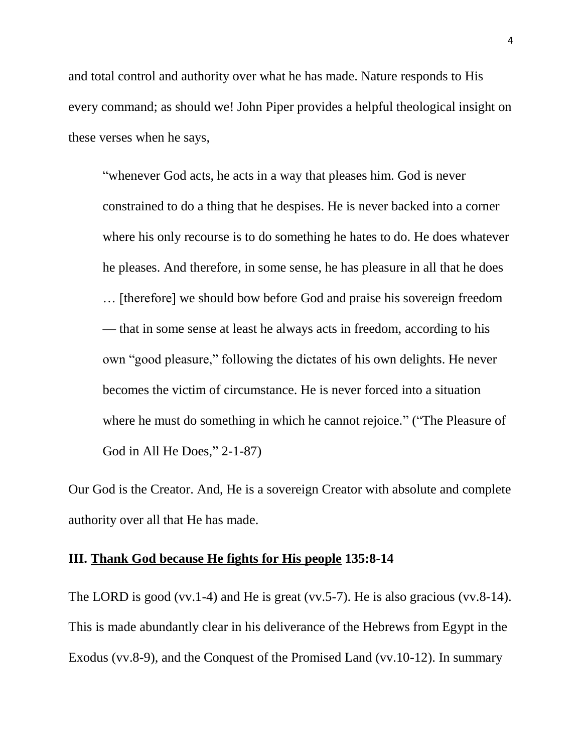and total control and authority over what he has made. Nature responds to His every command; as should we! John Piper provides a helpful theological insight on these verses when he says,

> "whenever God acts, he acts in a way that pleases him. God is never constrained to do a thing that he despises. He is never backed into a corner where his only recourse is to do something he hates to do. He does whatever he pleases. And therefore, in some sense, he has pleasure in all that he does … [therefore] we should bow before God and praise his sovereign freedom — that in some sense at least he always acts in freedom, according to his own "good pleasure," following the dictates of his own delights. He never becomes the victim of circumstance. He is never forced into a situation where he must do something in which he cannot rejoice." ("The Pleasure of God in All He Does," 2-1-87)

Our God is the Creator. And, He is a sovereign Creator with absolute and complete authority over all that He has made.

### III. <u>Thank God because He fights for His people</u> 135:8-14

The LORD is good (vv.1-4) and He is great (vv.5-7). He is also gracious (vv.8-14). This is made abundantly clear in his deliverance of the Hebrews from Egypt in the Exodus (vv.8-9), and the Conquest of the Promised Land (vv.10-12). In summary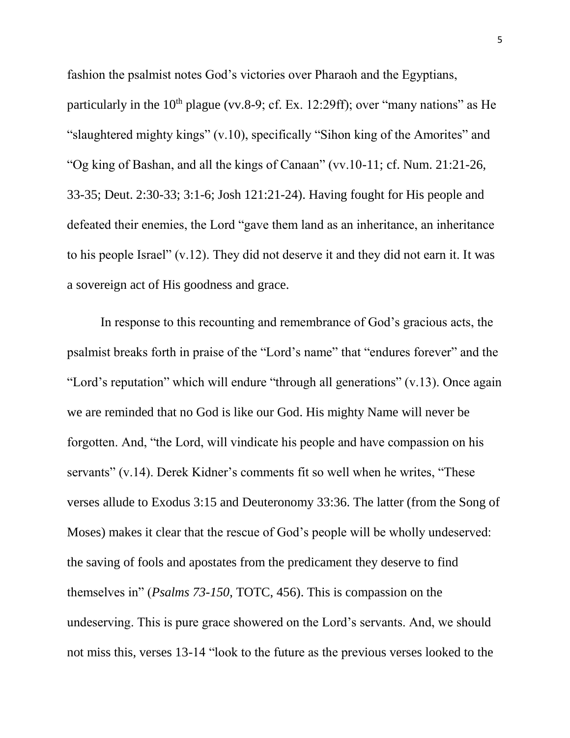fashion the psalmist notes God's victories over Pharaoh and the Egyptians, particularly in the 10th plague (vv.8-9; cf. Ex. 12:29ff); over "many nations" as He "slaughtered mighty kings" (v.10), specifically "Sihon king of the Amorites" and "Og king of Bashan, and all the kings of Canaan" (vv.10-11; cf. Num. 21:21-26, 33-35; Deut. 2:30-33; 3:1-6; Josh 121:21-24). Having fought for His people and defeated their enemies, the Lord "gave them land as an inheritance, an inheritance to his people Israel" (v.12). They did not deserve it and they did not earn it. It was a sovereign act of His goodness and grace.

In response to this recounting and remembrance of God's gracious acts, the psalmist breaks forth in praise of the "Lord's name" that "endures forever" and the "Lord's reputation" which will endure "through all generations" (v.13). Once again we are reminded that no God is like our God. His mighty Name will never be forgotten. And, "the Lord, will vindicate his people and have compassion on his servants" (v.14). Derek Kidner's comments fit so well when he writes, "These verses allude to Exodus 3:15 and Deuteronomy 33:36. The latter (from the Song of Moses) makes it clear that the rescue of God's people will be wholly undeserved: the saving of fools and apostates from the predicament they deserve to find themselves in" (*Psalms 73-150*, TOTC, 456). This is compassion on the undeserving. This is pure grace showered on the Lord's servants. And, we should not miss this, verses 13-14 "look to the future as the previous verses looked to the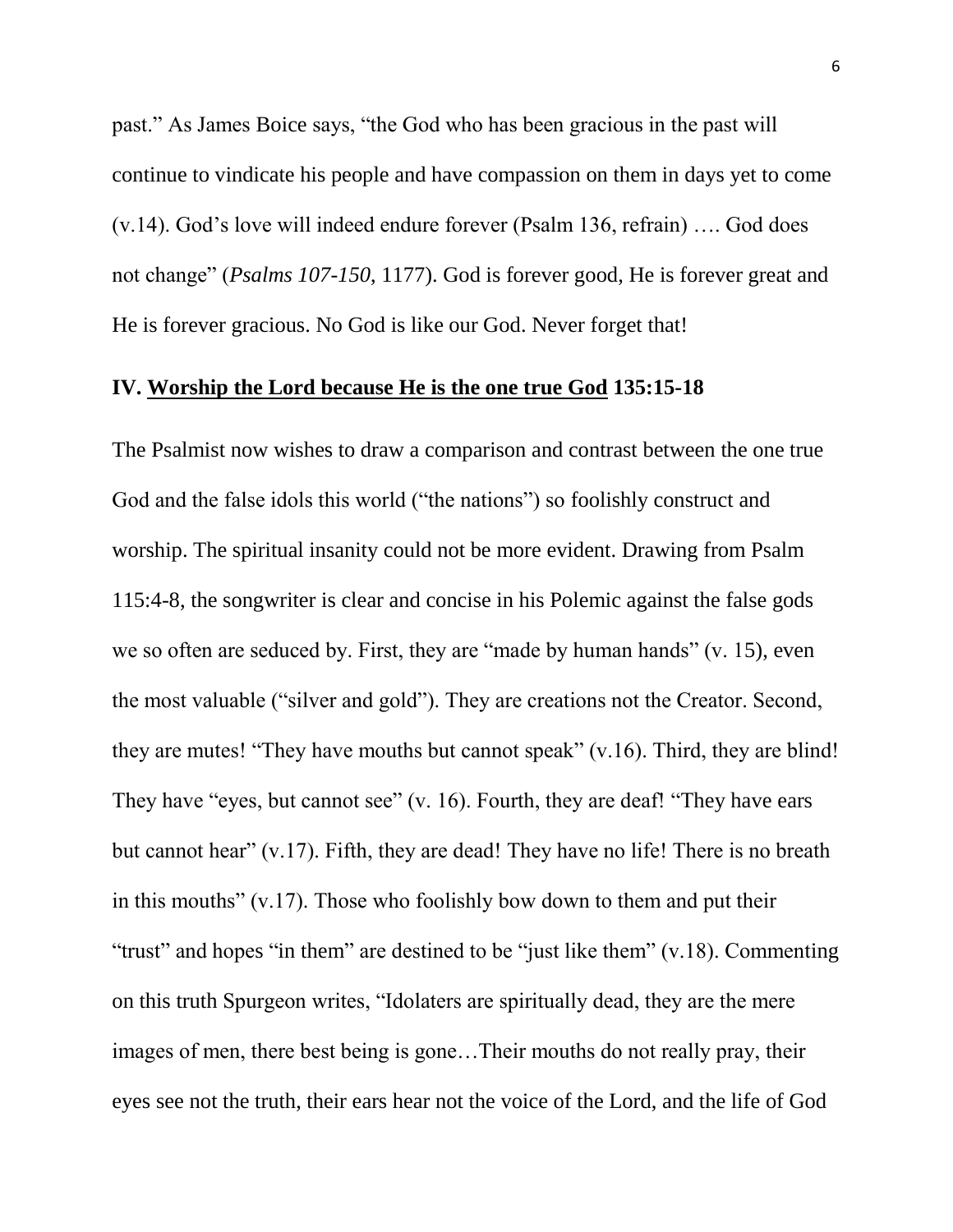past." As James Boice says, "the God who has been gracious in the past will continue to vindicate his people and have compassion on them in days yet to come (v.14). God's love will indeed endure forever (Psalm 136, refrain) …. God does not change" (*Psalms 107-150,* 1177). God is forever good, He is forever great and He is forever gracious. No God is like our God. Never forget that!

### IV. <u>Worship the Lord because He is the one true God</u> 135:15-18

The Psalmist now wishes to draw a comparison and contrast between the one true God and the false idols this world ("the nations") so foolishly construct and worship. The spiritual insanity could not be more evident. Drawing from Psalm 115:4-8, the songwriter is clear and concise in his Polemic against the false gods we so often are seduced by. First, they are "made by human hands" (v. 15), even the most valuable ("silver and gold"). They are creations not the Creator. Second, they are mutes! "They have mouths but cannot speak" (v.16). Third, they are blind! They have "eyes, but cannot see" (v. 16). Fourth, they are deaf! "They have ears but cannot hear" (v.17). Fifth, they are dead! They have no life! There is no breath in this mouths" (v.17). Those who foolishly bow down to them and put their "trust" and hopes "in them" are destined to be "just like them" (v.18). Commenting on this truth Spurgeon writes, "Idolaters are spiritually dead, they are the mere images of men, there best being is gone…Their mouths do not really pray, their eyes see not the truth, their ears hear not the voice of the Lord, and the life of God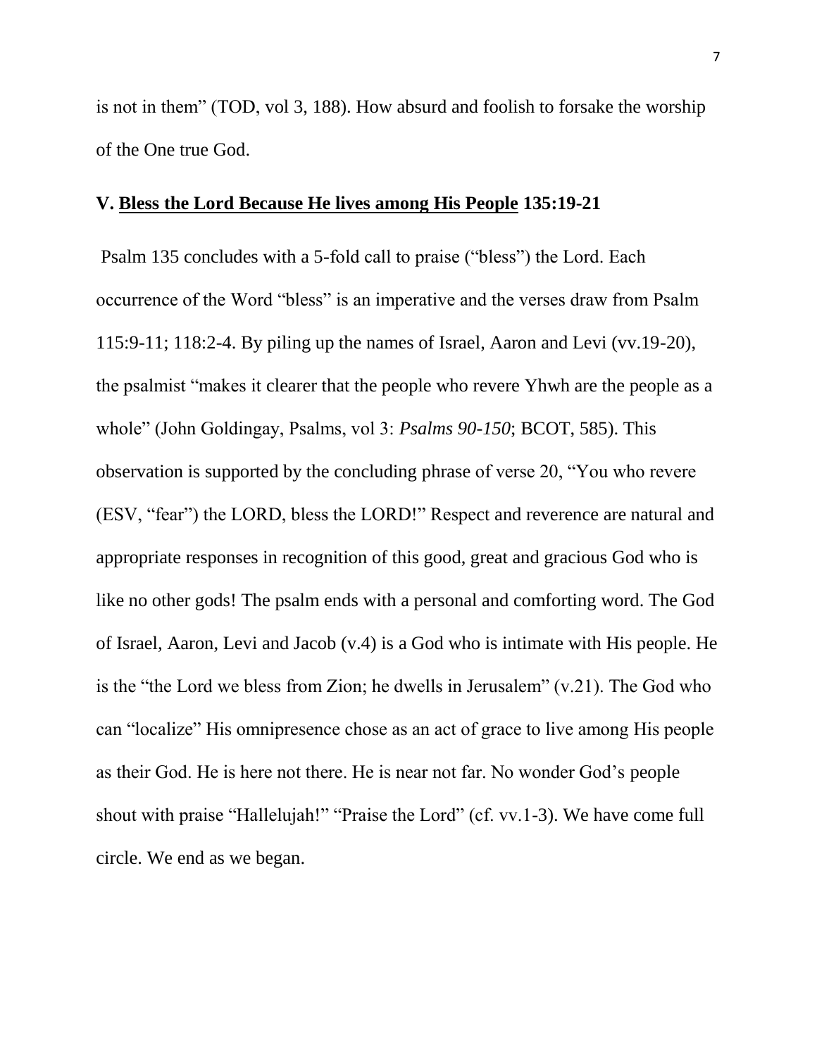is not in them" (TOD, vol 3, 188). How absurd and foolish to forsake the worship of the One true God.

## V. Bless the Lord Because He lives among His People 135:19-21

Psalm 135 concludes with a 5-fold call to praise ("bless") the Lord. Each occurrence of the Word "bless" is an imperative and the verses draw from Psalm 115:9-11; 118:2-4. By piling up the names of Israel, Aaron and Levi (vv.19-20), the psalmist "makes it clearer that the people who revere Yhwh are the people as a whole" (John Goldingay, Psalms, vol 3: *Psalms 90-150*; BCOT, 585). This observation is supported by the concluding phrase of verse 20, "You who revere (ESV, "fear") the LORD, bless the LORD!" Respect and reverence are natural and appropriate responses in recognition of this good, great and gracious God who is like no other gods! The psalm ends with a personal and comforting word. The God of Israel, Aaron, Levi and Jacob (v.4) is a God who is intimate with His people. He is the "the Lord we bless from Zion; he dwells in Jerusalem" (v.21). The God who can "localize" His omnipresence chose as an act of grace to live among His people as their God. He is here not there. He is near not far. No wonder God's people shout with praise "Hallelujah!" "Praise the Lord" (cf. vv.1-3). We have come full circle. We end as we began.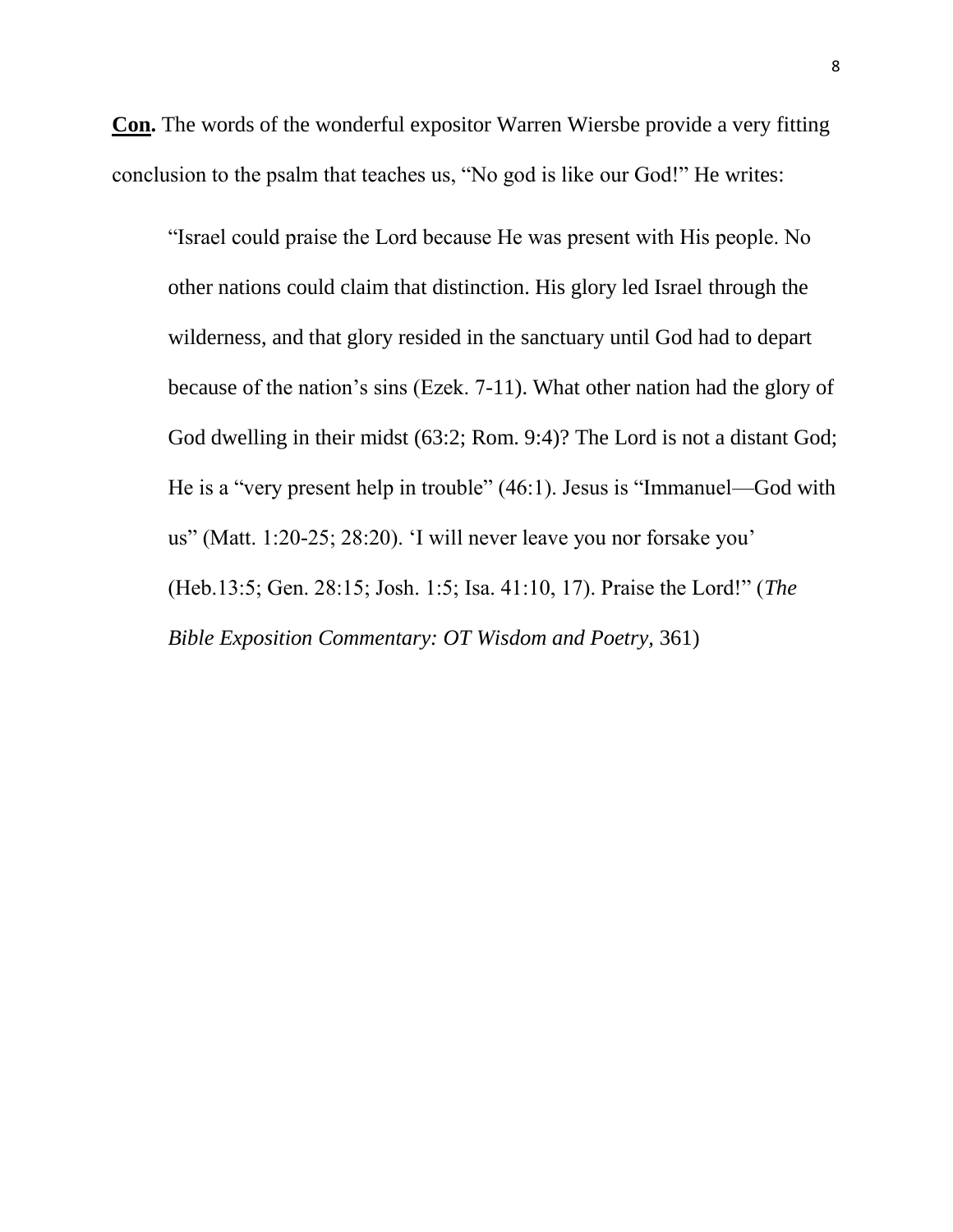**<u>Con</u>.** The words of the wonderful expositor Warren Wiersbe provide a very fitting conclusion to the psalm that teaches us, "No god is like our God!" He writes:

> "Israel could praise the Lord because He was present with His people. No other nations could claim that distinction. His glory led Israel through the wilderness, and that glory resided in the sanctuary until God had to depart because of the nation's sins (Ezek. 7-11). What other nation had the glory of God dwelling in their midst (63:2; Rom. 9:4)? The Lord is not a distant God; He is a "very present help in trouble" (46:1). Jesus is "Immanuel—God with us" (Matt. 1:20-25; 28:20). 'I will never leave you nor forsake you' (Heb.13:5; Gen. 28:15; Josh. 1:5; Isa. 41:10, 17). Praise the Lord!" (*The Bible Exposition Commentary: OT Wisdom and Poetry,* 361)